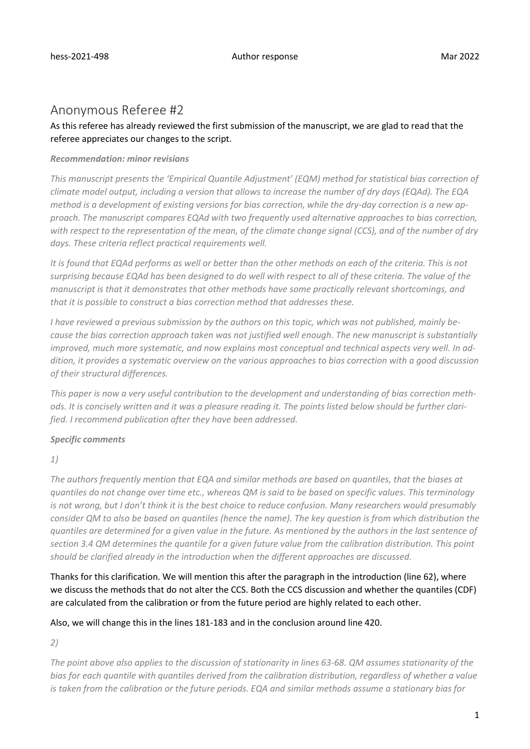# Anonymous Referee #2

As this referee has already reviewed the first submission of the manuscript, we are glad to read that the referee appreciates our changes to the script.

***Recommendation: minor revisions***

*This manuscript presents the 'Empirical Quantile Adjustment' (EQM) method for statistical bias correction of climate model output, including a version that allows to increase the number of dry days (EQAd). The EQA method is a development of existing versions for bias correction, while the dry-day correction is a new approach. The manuscript compares EQAd with two frequently used alternative approaches to bias correction, with respect to the representation of the mean, of the climate change signal (CCS), and of the number of dry days. These criteria reflect practical requirements well.*

*It is found that EQAd performs as well or better than the other methods on each of the criteria. This is not surprising because EQAd has been designed to do well with respect to all of these criteria. The value of the manuscript is that it demonstrates that other methods have some practically relevant shortcomings, and that it is possible to construct a bias correction method that addresses these.*

*I have reviewed a previous submission by the authors on this topic, which was not published, mainly because the bias correction approach taken was not justified well enough. The new manuscript is substantially improved, much more systematic, and now explains most conceptual and technical aspects very well. In addition, it provides a systematic overview on the various approaches to bias correction with a good discussion of their structural differences.*

*This paper is now a very useful contribution to the development and understanding of bias correction methods. It is concisely written and it was a pleasure reading it. The points listed below should be further clarified. I recommend publication after they have been addressed.*

***Specific comments***

*1)*

*The authors frequently mention that EQA and similar methods are based on quantiles, that the biases at quantiles do not change over time etc., whereas QM is said to be based on specific values. This terminology is not wrong, but I don't think it is the best choice to reduce confusion. Many researchers would presumably consider QM to also be based on quantiles (hence the name). The key question is from which distribution the quantiles are determined for a given value in the future. As mentioned by the authors in the last sentence of section 3.4 QM determines the quantile for a given future value from the calibration distribution. This point should be clarified already in the introduction when the different approaches are discussed.*

Thanks for this clarification. We will mention this after the paragraph in the introduction (line 62), where we discuss the methods that do not alter the CCS. Both the CCS discussion and whether the quantiles (CDF) are calculated from the calibration or from the future period are highly related to each other.

Also, we will change this in the lines 181-183 and in the conclusion around line 420.

*2)*

*The point above also applies to the discussion of stationarity in lines 63-68. QM assumes stationarity of the bias for each quantile with quantiles derived from the calibration distribution, regardless of whether a value is taken from the calibration or the future periods. EQA and similar methods assume a stationary bias for*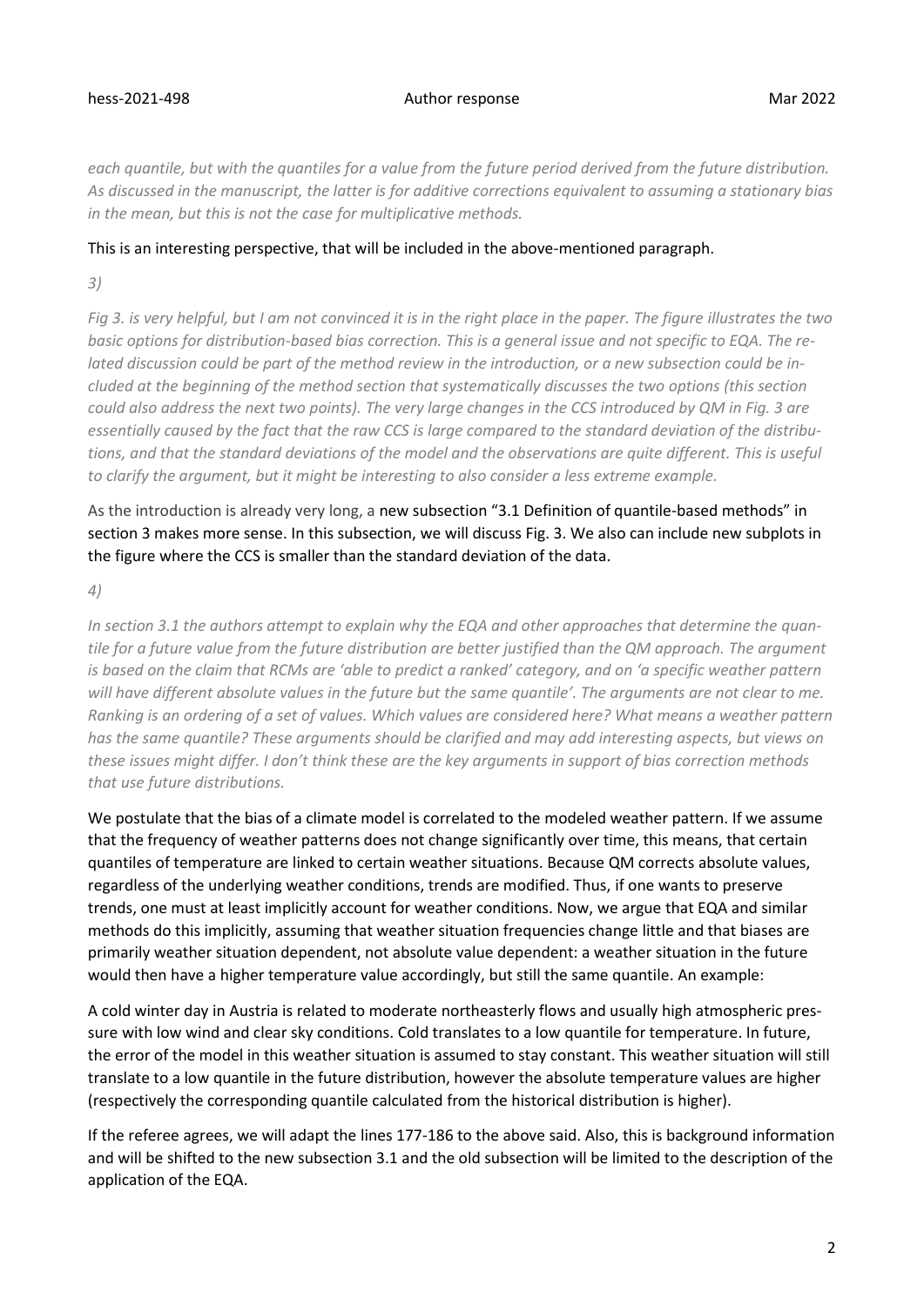*each quantile, but with the quantiles for a value from the future period derived from the future distribution. As discussed in the manuscript, the latter is for additive corrections equivalent to assuming a stationary bias in the mean, but this is not the case for multiplicative methods.*

This is an interesting perspective, that will be included in the above-mentioned paragraph.

*3)*

*Fig 3. is very helpful, but I am not convinced it is in the right place in the paper. The figure illustrates the two basic options for distribution-based bias correction. This is a general issue and not specific to EQA. The related discussion could be part of the method review in the introduction, or a new subsection could be included at the beginning of the method section that systematically discusses the two options (this section could also address the next two points). The very large changes in the CCS introduced by QM in Fig. 3 are essentially caused by the fact that the raw CCS is large compared to the standard deviation of the distributions, and that the standard deviations of the model and the observations are quite different. This is useful to clarify the argument, but it might be interesting to also consider a less extreme example.*

As the introduction is already very long, a new subsection "3.1 Definition of quantile-based methods" in section 3 makes more sense. In this subsection, we will discuss Fig. 3. We also can include new subplots in the figure where the CCS is smaller than the standard deviation of the data.

*4)*

*In section 3.1 the authors attempt to explain why the EQA and other approaches that determine the quantile for a future value from the future distribution are better justified than the QM approach. The argument is based on the claim that RCMs are 'able to predict a ranked' category, and on 'a specific weather pattern will have different absolute values in the future but the same quantile'. The arguments are not clear to me. Ranking is an ordering of a set of values. Which values are considered here? What means a weather pattern has the same quantile? These arguments should be clarified and may add interesting aspects, but views on these issues might differ. I don't think these are the key arguments in support of bias correction methods that use future distributions.*

We postulate that the bias of a climate model is correlated to the modeled weather pattern. If we assume that the frequency of weather patterns does not change significantly over time, this means, that certain quantiles of temperature are linked to certain weather situations. Because QM corrects absolute values, regardless of the underlying weather conditions, trends are modified. Thus, if one wants to preserve trends, one must at least implicitly account for weather conditions. Now, we argue that EQA and similar methods do this implicitly, assuming that weather situation frequencies change little and that biases are primarily weather situation dependent, not absolute value dependent: a weather situation in the future would then have a higher temperature value accordingly, but still the same quantile. An example:

A cold winter day in Austria is related to moderate northeasterly flows and usually high atmospheric pressure with low wind and clear sky conditions. Cold translates to a low quantile for temperature. In future, the error of the model in this weather situation is assumed to stay constant. This weather situation will still translate to a low quantile in the future distribution, however the absolute temperature values are higher (respectively the corresponding quantile calculated from the historical distribution is higher).

If the referee agrees, we will adapt the lines 177-186 to the above said. Also, this is background information and will be shifted to the new subsection 3.1 and the old subsection will be limited to the description of the application of the EQA.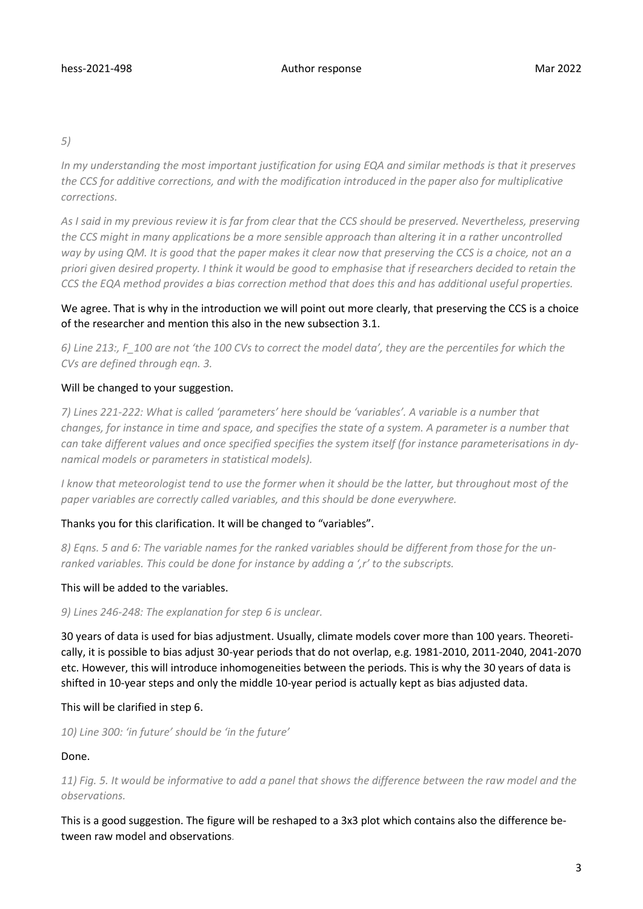*5)*

*In my understanding the most important justification for using EQA and similar methods is that it preserves the CCS for additive corrections, and with the modification introduced in the paper also for multiplicative corrections.*

*As I said in my previous review it is far from clear that the CCS should be preserved. Nevertheless, preserving the CCS might in many applications be a more sensible approach than altering it in a rather uncontrolled way by using QM. It is good that the paper makes it clear now that preserving the CCS is a choice, not an a priori given desired property. I think it would be good to emphasise that if researchers decided to retain the CCS the EQA method provides a bias correction method that does this and has additional useful properties.*

We agree. That is why in the introduction we will point out more clearly, that preserving the CCS is a choice of the researcher and mention this also in the new subsection 3.1.

*6) Line 213:, $F_{100}$ are not 'the 100 CVs to correct the model data', they are the percentiles for which the CVs are defined through eqn. 3.*

Will be changed to your suggestion.

*7) Lines 221-222: What is called 'parameters' here should be 'variables'. A variable is a number that changes, for instance in time and space, and specifies the state of a system. A parameter is a number that can take different values and once specified specifies the system itself (for instance parameterisations in dynamical models or parameters in statistical models).*

*I know that meteorologist tend to use the former when it should be the latter, but throughout most of the paper variables are correctly called variables, and this should be done everywhere.*

Thanks you for this clarification. It will be changed to "variables".

*8) Eqns. 5 and 6: The variable names for the ranked variables should be different from those for the unranked variables. This could be done for instance by adding a ',r' to the subscripts.*

This will be added to the variables.

*9) Lines 246-248: The explanation for step 6 is unclear.*

30 years of data is used for bias adjustment. Usually, climate models cover more than 100 years. Theoretically, it is possible to bias adjust 30-year periods that do not overlap, e.g. 1981-2010, 2011-2040, 2041-2070 etc. However, this will introduce inhomogeneities between the periods. This is why the 30 years of data is shifted in 10-year steps and only the middle 10-year period is actually kept as bias adjusted data.

This will be clarified in step 6.

*10) Line 300: 'in future' should be 'in the future'*

Done.

*11) Fig. 5. It would be informative to add a panel that shows the difference between the raw model and the observations.*

This is a good suggestion. The figure will be reshaped to a 3x3 plot which contains also the difference between raw model and observations.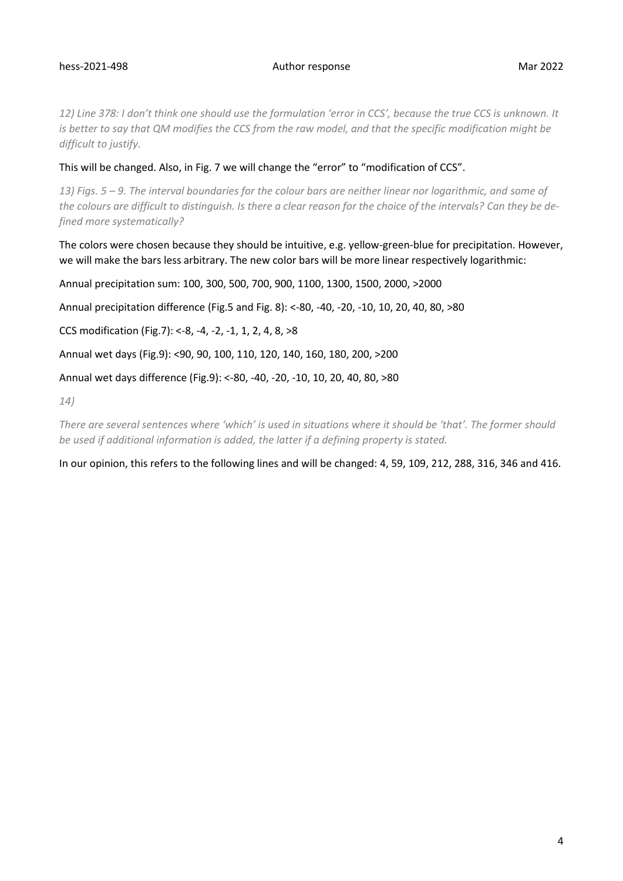*12) Line 378: I don't think one should use the formulation 'error in CCS', because the true CCS is unknown. It is better to say that QM modifies the CCS from the raw model, and that the specific modification might be difficult to justify.*

This will be changed. Also, in Fig. 7 we will change the "error" to "modification of CCS".

*13) Figs. 5 – 9. The interval boundaries for the colour bars are neither linear nor logarithmic, and some of the colours are difficult to distinguish. Is there a clear reason for the choice of the intervals? Can they be defined more systematically?*

The colors were chosen because they should be intuitive, e.g. yellow-green-blue for precipitation. However, we will make the bars less arbitrary. The new color bars will be more linear respectively logarithmic:

Annual precipitation sum: 100, 300, 500, 700, 900, 1100, 1300, 1500, 2000, >2000

Annual precipitation difference (Fig.5 and Fig. 8): <-80, -40, -20, -10, 10, 20, 40, 80, >80

CCS modification (Fig.7): <-8, -4, -2, -1, 1, 2, 4, 8, >8

Annual wet days (Fig.9): <90, 90, 100, 110, 120, 140, 160, 180, 200, >200

Annual wet days difference (Fig.9): <-80, -40, -20, -10, 10, 20, 40, 80, >80

*14)*

*There are several sentences where 'which' is used in situations where it should be 'that'. The former should be used if additional information is added, the latter if a defining property is stated.*

In our opinion, this refers to the following lines and will be changed: 4, 59, 109, 212, 288, 316, 346 and 416.